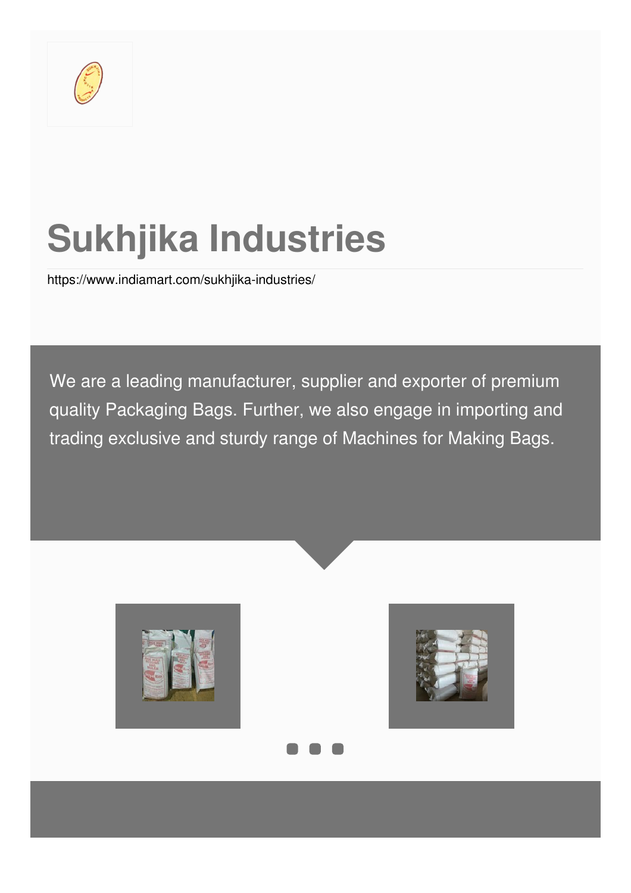# Sukhjika Industries

https://www.indiamart.com/sukhjika-industries/

We are a leading manufacturer, supplier and exporter of premium quality Packaging Bags. Further, we also engage in importing and trading exclusive and sturdy range of Machines for Making Bags.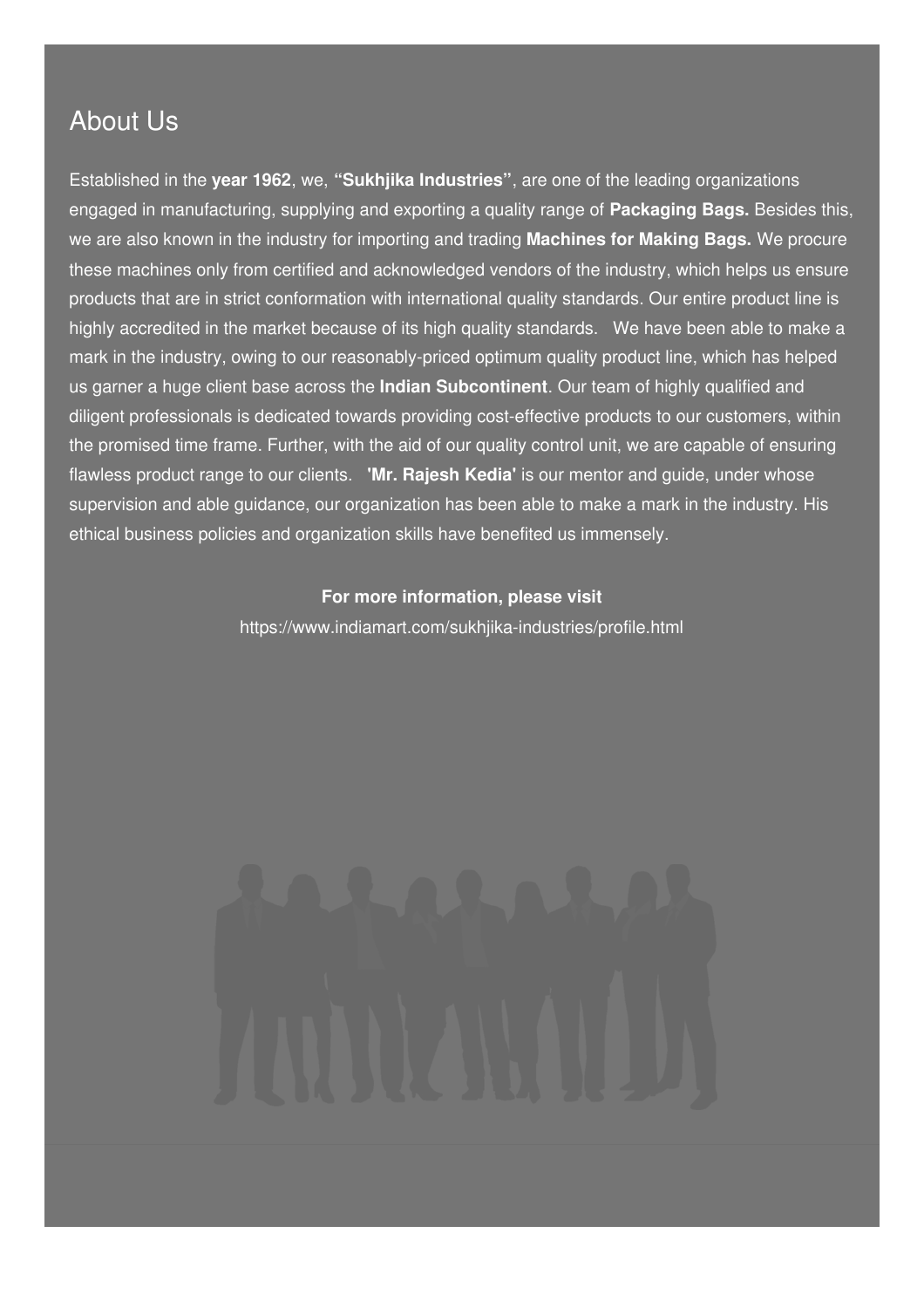## About Us

Established in the **year 1962**, we, **"Sukhjika Industries"**, are one of the leading organizations engaged in manufacturing, supplying and exporting a quality range of **Packaging Bags.** Besides this, we are also known in the industry for importing and trading **Machines for Making Bags.** We procure these machines only from certified and acknowledged vendors of the industry, which helps us ensure products that are in strict conformation with international quality standards. Our entire product line is highly accredited in the market because of its high quality standards. We have been able to make a mark in the industry, owing to our reasonably-priced optimum quality product line, which has helped us garner a huge client base across the **Indian Subcontinent**. Our team of highly qualified and diligent professionals is dedicated towards providing cost-effective products to our customers, within the promised time frame. Further, with the aid of our quality control unit, we are capable of ensuring flawless product range to our clients. **'Mr. Rajesh Kedia'** is our mentor and guide, under whose supervision and able guidance, our organization has been able to make a mark in the industry. His ethical business policies and organization skills have benefited us immensely.

**For more information, please visit**

https://www.indiamart.com/sukhjika-industries/profile.html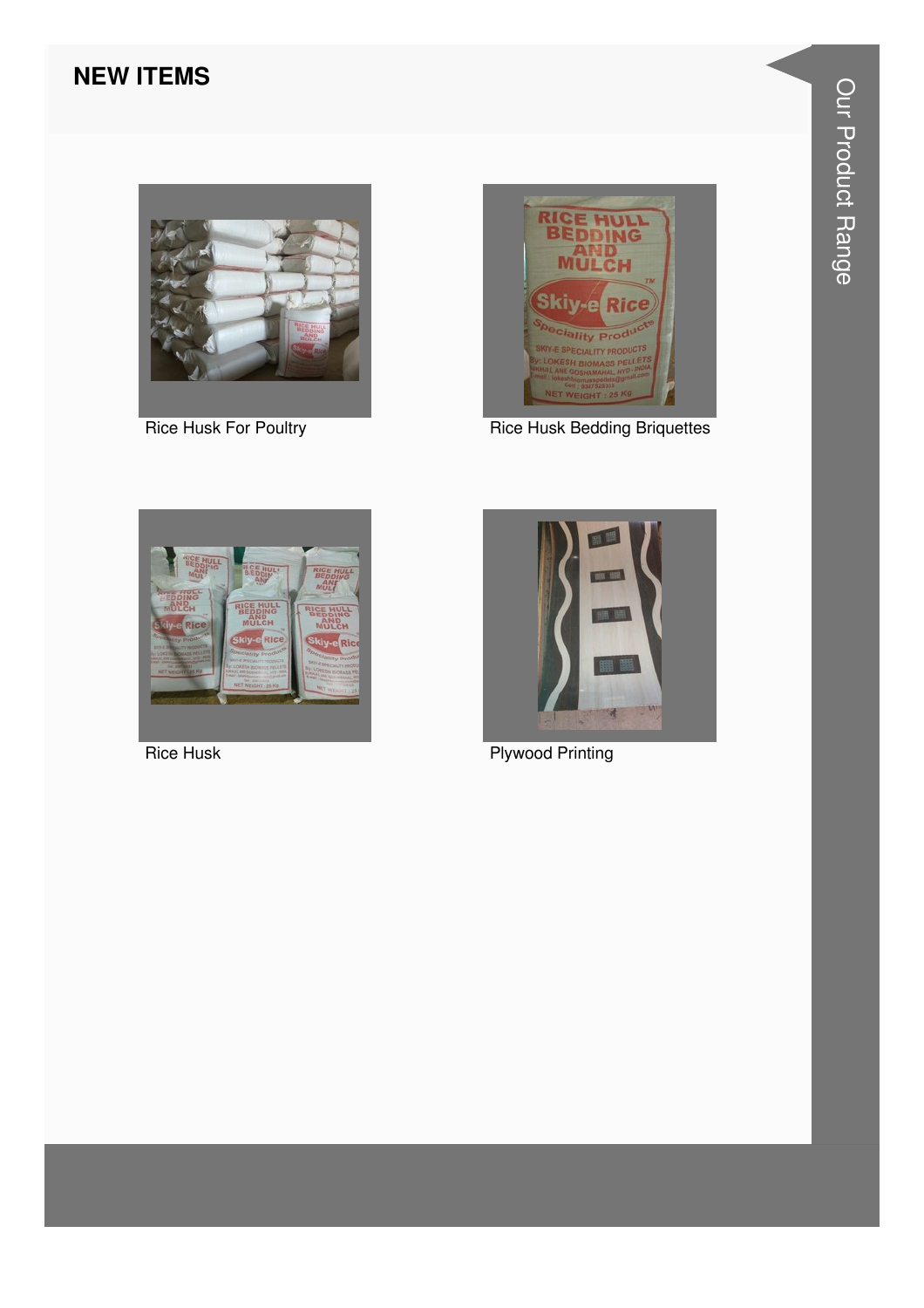## NEW ITEMS

Rice Husk For Poultry

Rice Husk Bedding Briquettes

Rice Husk

Plywood Printing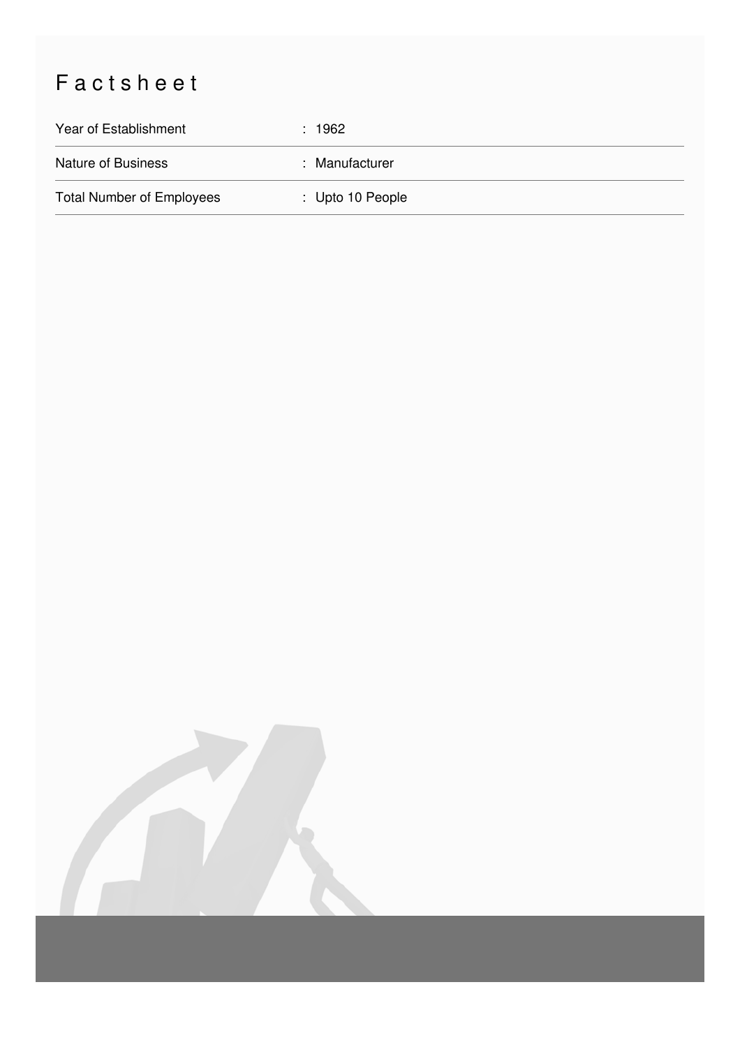# Factsheet

| | |
|---|---|
| Year of Establishment | : 1962 |
| Nature of Business | : Manufacturer |
| Total Number of Employees | : Upto 10 People |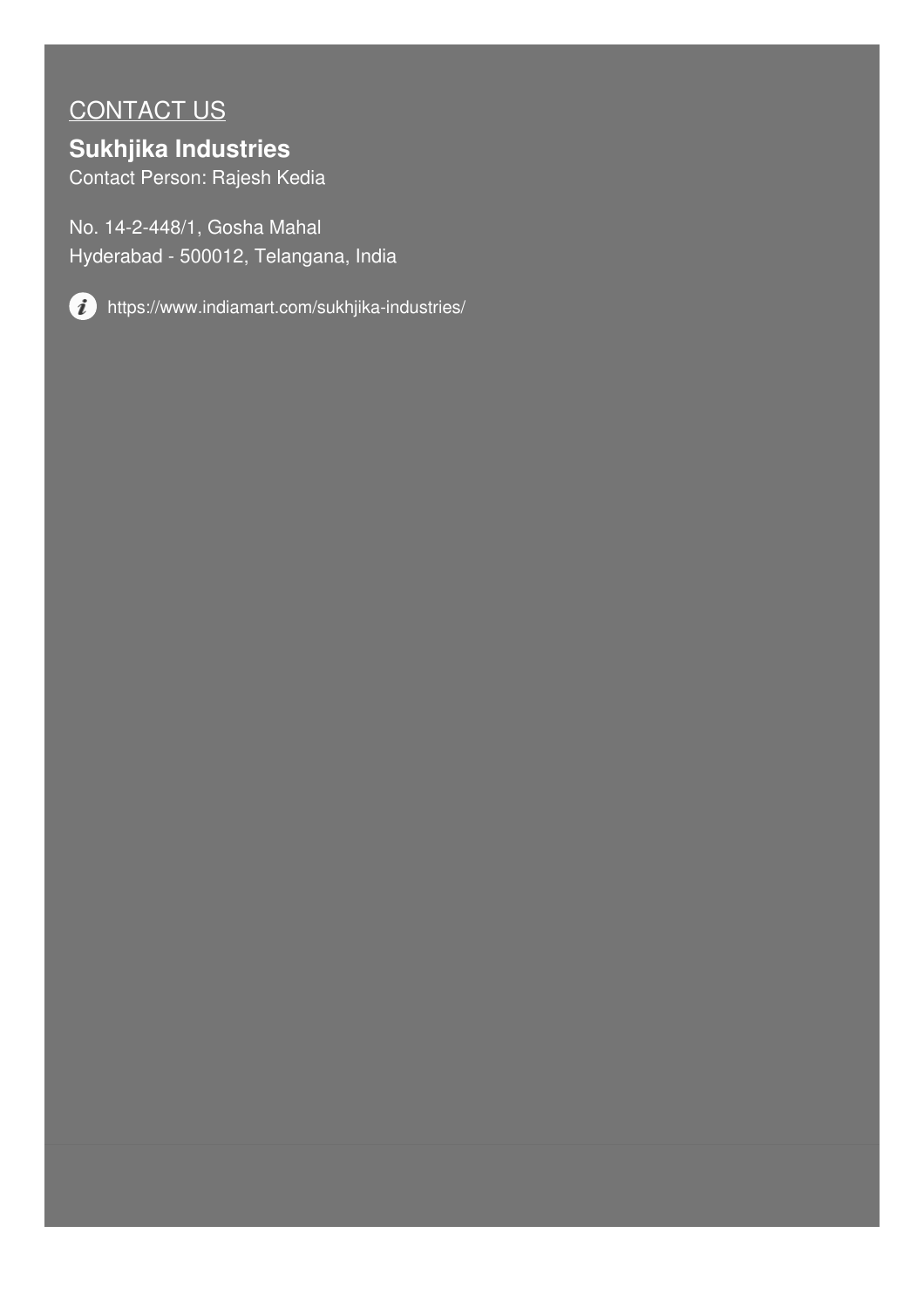## CONTACT US

### Sukhjika Industries

Contact Person: Rajesh Kedia

No. 14-2-448/1, Gosha Mahal
Hyderabad - 500012, Telangana, India

https://www.indiamart.com/sukhjika-industries/